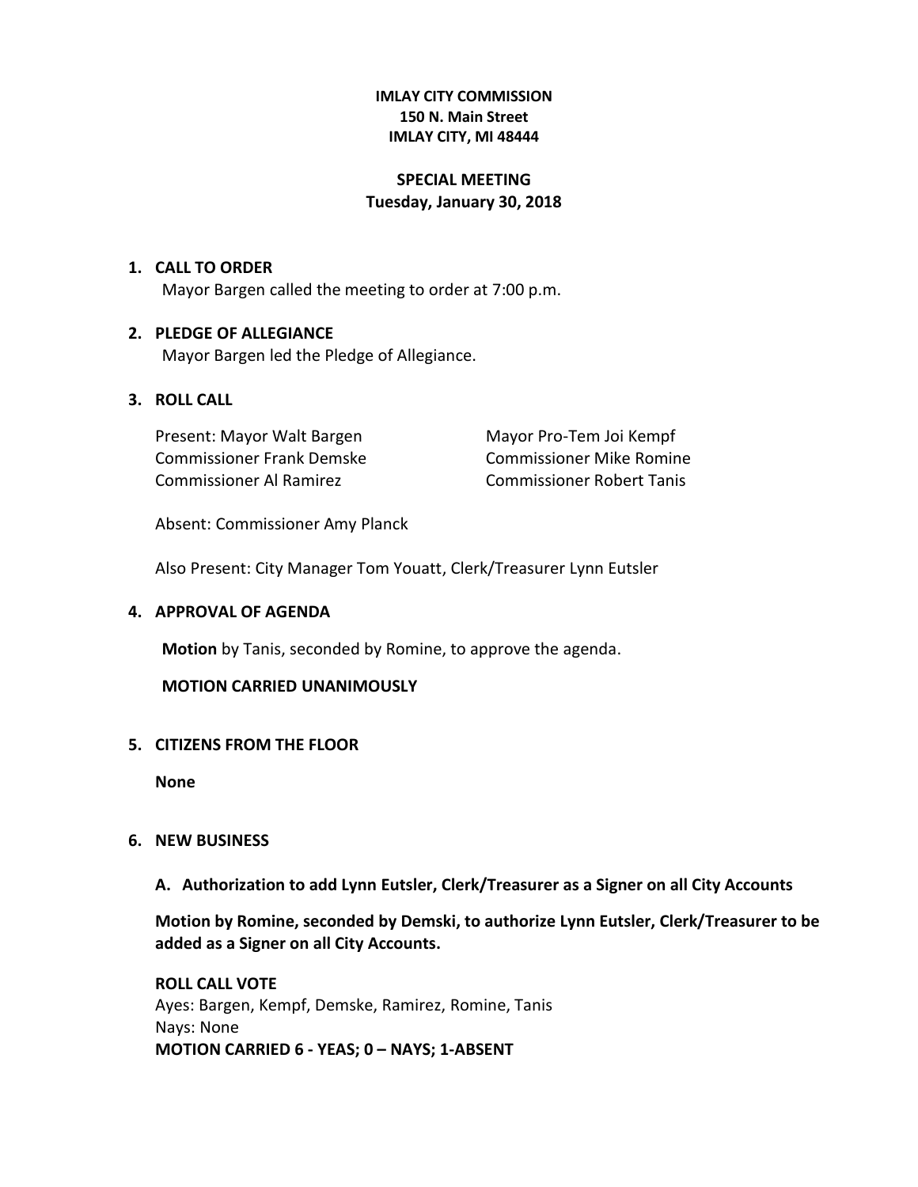**IMLAY CITY COMMISSION**
**150 N. Main Street**
**IMLAY CITY, MI 48444**

**SPECIAL MEETING**
**Tuesday, January 30, 2018**

1. **CALL TO ORDER**
   Mayor Bargen called the meeting to order at 7:00 p.m.

2. **PLEDGE OF ALLEGIANCE**
   Mayor Bargen led the Pledge of Allegiance.

3. **ROLL CALL**

   Present: Mayor Walt Bargen
   Mayor Pro-Tem Joi Kempf
   Commissioner Frank Demske
   Commissioner Mike Romine
   Commissioner Al Ramirez
   Commissioner Robert Tanis

   Absent: Commissioner Amy Planck

   Also Present: City Manager Tom Youatt, Clerk/Treasurer Lynn Eutsler

4. **APPROVAL OF AGENDA**

   **Motion** by Tanis, seconded by Romine, to approve the agenda.

   **MOTION CARRIED UNANIMOUSLY**

5. **CITIZENS FROM THE FLOOR**

   **None**

6. **NEW BUSINESS**

   **A. Authorization to add Lynn Eutsler, Clerk/Treasurer as a Signer on all City Accounts**

   **Motion by Romine, seconded by Demski, to authorize Lynn Eutsler, Clerk/Treasurer to be added as a Signer on all City Accounts.**

   **ROLL CALL VOTE**
   Ayes: Bargen, Kempf, Demske, Ramirez, Romine, Tanis
   Nays: None
   **MOTION CARRIED 6 - YEAS; 0 – NAYS; 1-ABSENT**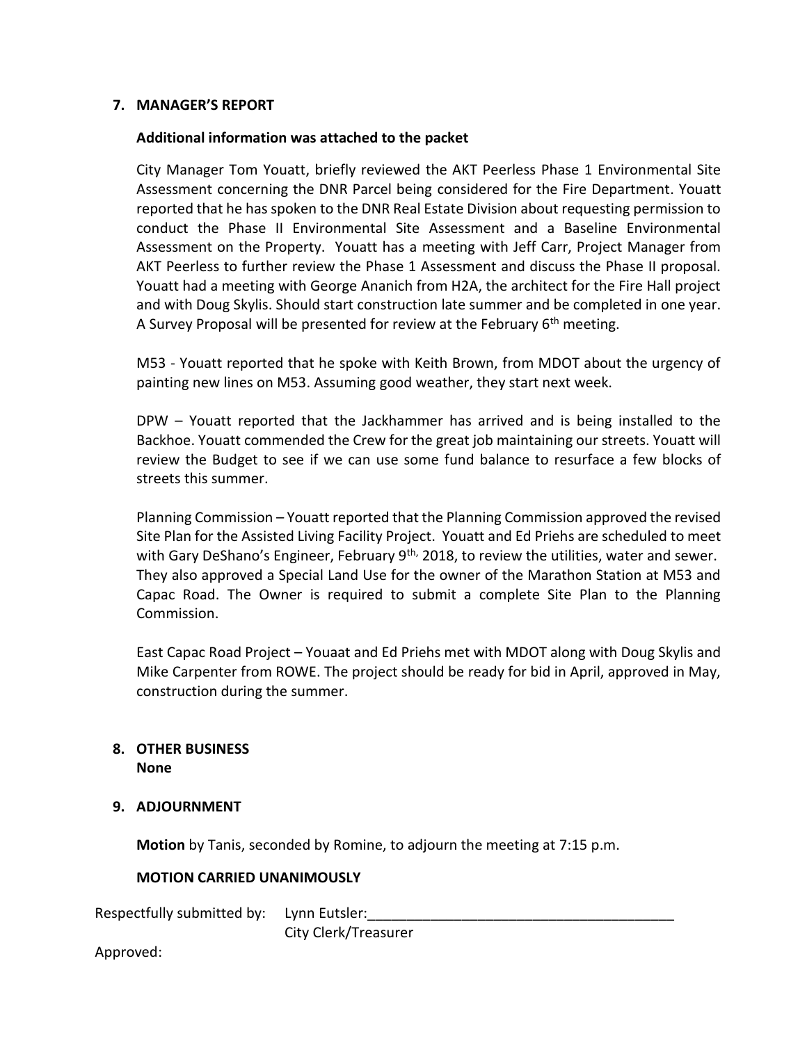## 7. MANAGER'S REPORT

**Additional information was attached to the packet**

City Manager Tom Youatt, briefly reviewed the AKT Peerless Phase 1 Environmental Site Assessment concerning the DNR Parcel being considered for the Fire Department. Youatt reported that he has spoken to the DNR Real Estate Division about requesting permission to conduct the Phase II Environmental Site Assessment and a Baseline Environmental Assessment on the Property. Youatt has a meeting with Jeff Carr, Project Manager from AKT Peerless to further review the Phase 1 Assessment and discuss the Phase II proposal. Youatt had a meeting with George Ananich from H2A, the architect for the Fire Hall project and with Doug Skylis. Should start construction late summer and be completed in one year. A Survey Proposal will be presented for review at the February 6th meeting.

M53 - Youatt reported that he spoke with Keith Brown, from MDOT about the urgency of painting new lines on M53. Assuming good weather, they start next week.

DPW – Youatt reported that the Jackhammer has arrived and is being installed to the Backhoe. Youatt commended the Crew for the great job maintaining our streets. Youatt will review the Budget to see if we can use some fund balance to resurface a few blocks of streets this summer.

Planning Commission – Youatt reported that the Planning Commission approved the revised Site Plan for the Assisted Living Facility Project. Youatt and Ed Priehs are scheduled to meet with Gary DeShano's Engineer, February 9th, 2018, to review the utilities, water and sewer. They also approved a Special Land Use for the owner of the Marathon Station at M53 and Capac Road. The Owner is required to submit a complete Site Plan to the Planning Commission.

East Capac Road Project – Youaat and Ed Priehs met with MDOT along with Doug Skylis and Mike Carpenter from ROWE. The project should be ready for bid in April, approved in May, construction during the summer.

## 8. OTHER BUSINESS

**None**

## 9. ADJOURNMENT

**Motion** by Tanis, seconded by Romine, to adjourn the meeting at 7:15 p.m.

**MOTION CARRIED UNANIMOUSLY**

Respectfully submitted by: Lynn Eutsler:_______________________________________
City Clerk/Treasurer

Approved: